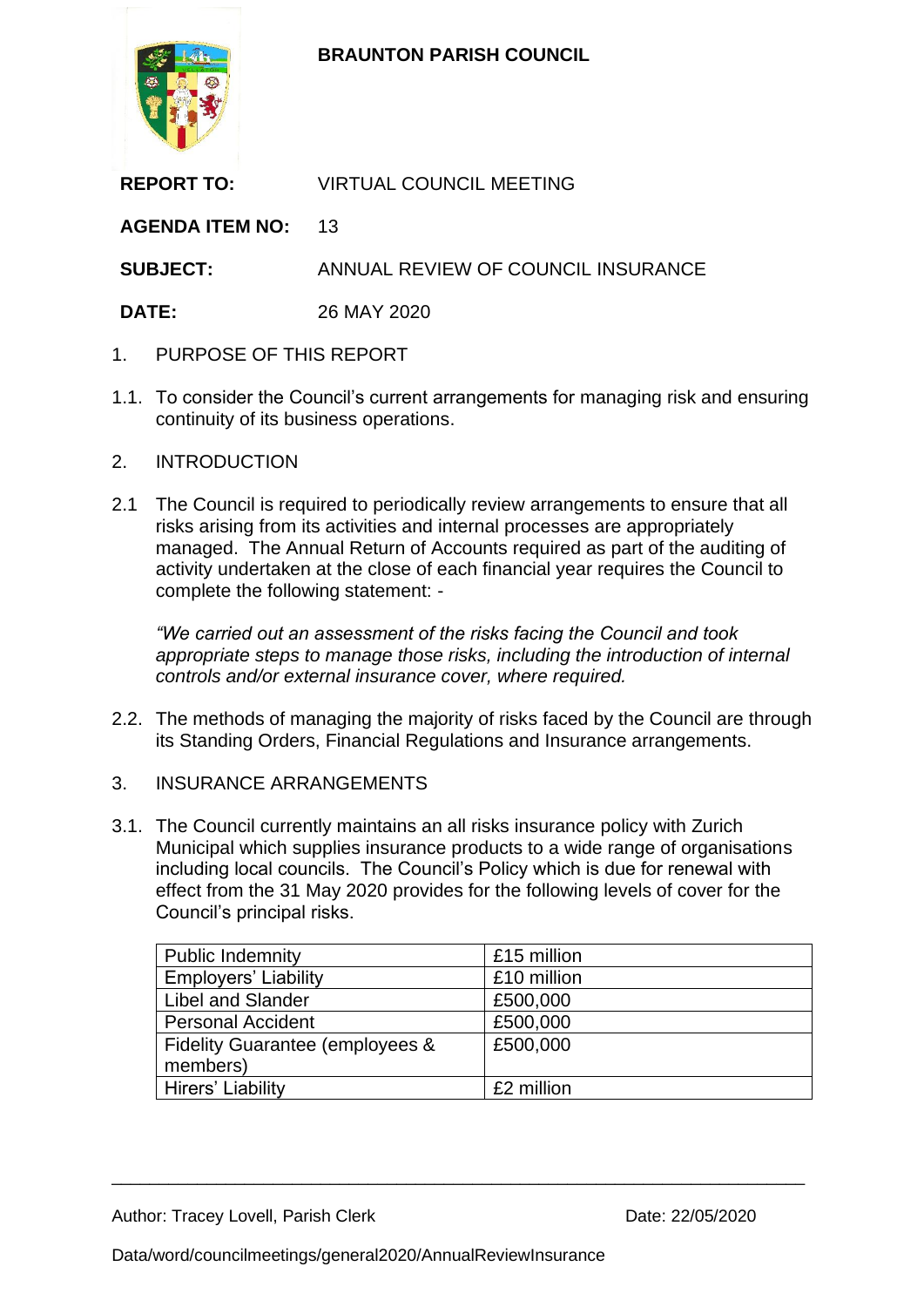# BRAUNTON PARISH COUNCIL

**REPORT TO:** VIRTUAL COUNCIL MEETING

**AGENDA ITEM NO:** 13

**SUBJECT:** ANNUAL REVIEW OF COUNCIL INSURANCE

**DATE:** 26 MAY 2020

## 1. PURPOSE OF THIS REPORT

1.1. To consider the Council's current arrangements for managing risk and ensuring continuity of its business operations.

## 2. INTRODUCTION

2.1 The Council is required to periodically review arrangements to ensure that all risks arising from its activities and internal processes are appropriately managed. The Annual Return of Accounts required as part of the auditing of activity undertaken at the close of each financial year requires the Council to complete the following statement: -

*"We carried out an assessment of the risks facing the Council and took appropriate steps to manage those risks, including the introduction of internal controls and/or external insurance cover, where required.*

2.2. The methods of managing the majority of risks faced by the Council are through its Standing Orders, Financial Regulations and Insurance arrangements.

## 3. INSURANCE ARRANGEMENTS

3.1. The Council currently maintains an all risks insurance policy with Zurich Municipal which supplies insurance products to a wide range of organisations including local councils. The Council's Policy which is due for renewal with effect from the 31 May 2020 provides for the following levels of cover for the Council's principal risks.

| Public Indemnity | £15 million |
|---|---|
| Employers' Liability | £10 million |
| Libel and Slander | £500,000 |
| Personal Accident | £500,000 |
| Fidelity Guarantee (employees & members) | £500,000 |
| Hirers' Liability | £2 million |

Author: Tracey Lovell, Parish Clerk Date: 22/05/2020

Data/word/councilmeetings/general2020/AnnualReviewInsurance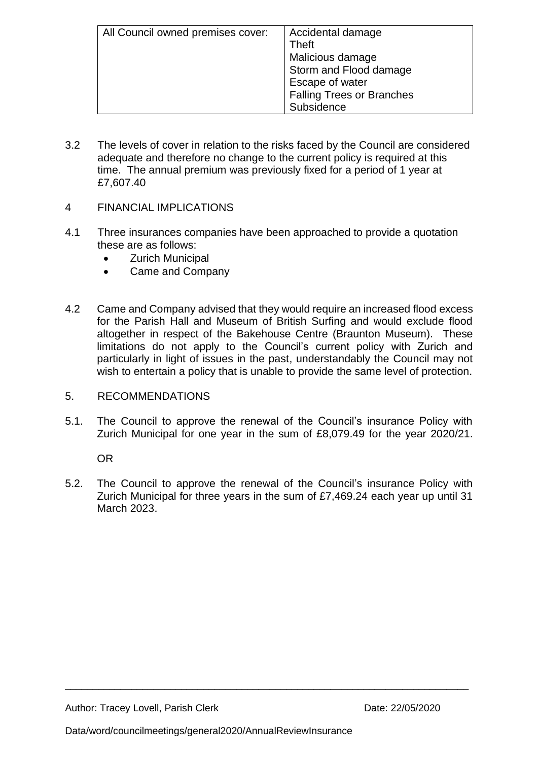| | |
|---|---|
| All Council owned premises cover: | Accidental damage<br>Theft<br>Malicious damage<br>Storm and Flood damage<br>Escape of water<br>Falling Trees or Branches<br>Subsidence |

3.2 The levels of cover in relation to the risks faced by the Council are considered adequate and therefore no change to the current policy is required at this time. The annual premium was previously fixed for a period of 1 year at £7,607.40

## 4 FINANCIAL IMPLICATIONS

4.1 Three insurances companies have been approached to provide a quotation these are as follows:

- Zurich Municipal
- Came and Company

4.2 Came and Company advised that they would require an increased flood excess for the Parish Hall and Museum of British Surfing and would exclude flood altogether in respect of the Bakehouse Centre (Braunton Museum). These limitations do not apply to the Council's current policy with Zurich and particularly in light of issues in the past, understandably the Council may not wish to entertain a policy that is unable to provide the same level of protection.

## 5. RECOMMENDATIONS

5.1. The Council to approve the renewal of the Council's insurance Policy with Zurich Municipal for one year in the sum of £8,079.49 for the year 2020/21.

OR

5.2. The Council to approve the renewal of the Council's insurance Policy with Zurich Municipal for three years in the sum of £7,469.24 each year up until 31 March 2023.

Author: Tracey Lovell, Parish Clerk　　Date: 22/05/2020

Data/word/councilmeetings/general2020/AnnualReviewInsurance